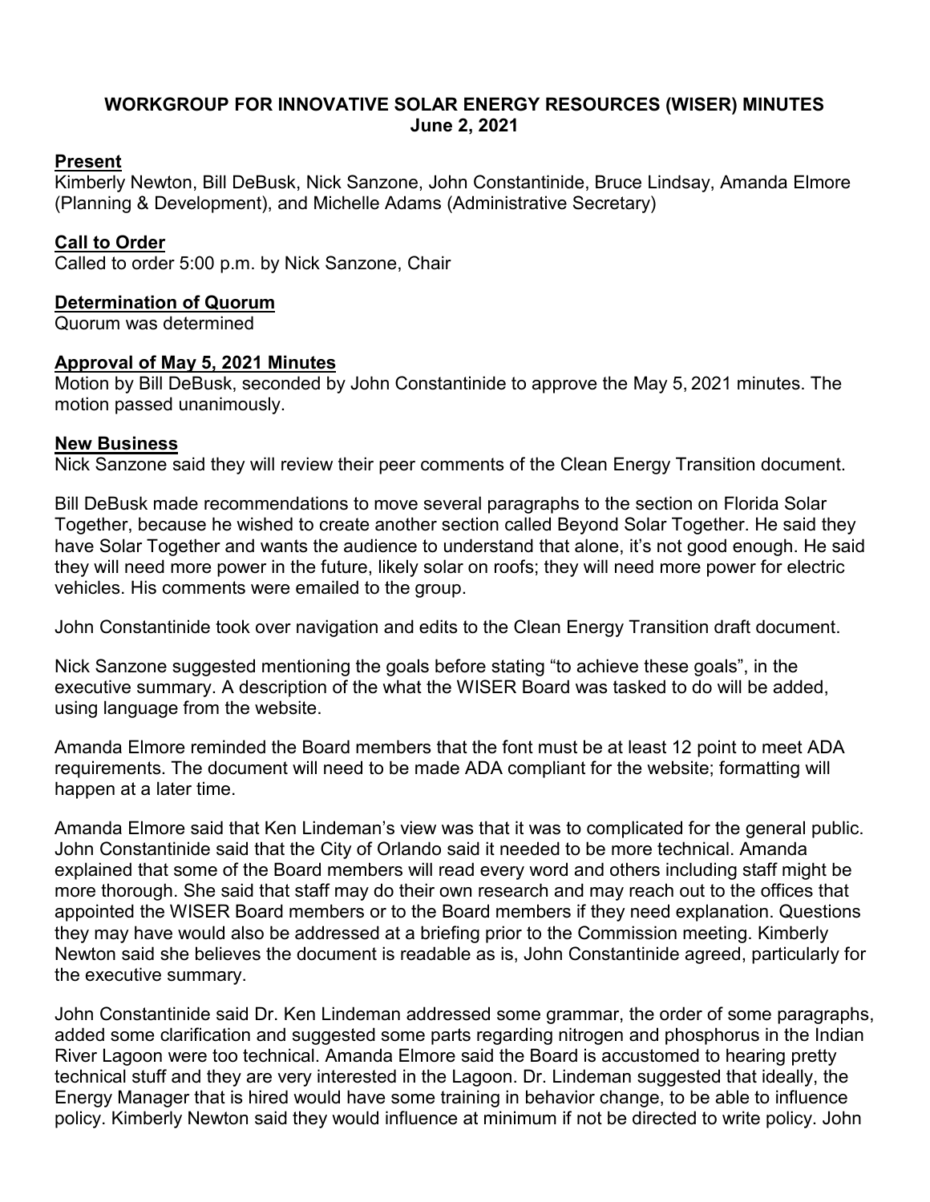**WORKGROUP FOR INNOVATIVE SOLAR ENERGY RESOURCES (WISER) MINUTES**
**June 2, 2021**

**Present**

Kimberly Newton, Bill DeBusk, Nick Sanzone, John Constantinide, Bruce Lindsay, Amanda Elmore (Planning & Development), and Michelle Adams (Administrative Secretary)

**Call to Order**

Called to order 5:00 p.m. by Nick Sanzone, Chair

**Determination of Quorum**

Quorum was determined

**Approval of May 5, 2021 Minutes**

Motion by Bill DeBusk, seconded by John Constantinide to approve the May 5, 2021 minutes. The motion passed unanimously.

**New Business**

Nick Sanzone said they will review their peer comments of the Clean Energy Transition document.

Bill DeBusk made recommendations to move several paragraphs to the section on Florida Solar Together, because he wished to create another section called Beyond Solar Together. He said they have Solar Together and wants the audience to understand that alone, it's not good enough. He said they will need more power in the future, likely solar on roofs; they will need more power for electric vehicles. His comments were emailed to the group.

John Constantinide took over navigation and edits to the Clean Energy Transition draft document.

Nick Sanzone suggested mentioning the goals before stating "to achieve these goals", in the executive summary. A description of the what the WISER Board was tasked to do will be added, using language from the website.

Amanda Elmore reminded the Board members that the font must be at least 12 point to meet ADA requirements. The document will need to be made ADA compliant for the website; formatting will happen at a later time.

Amanda Elmore said that Ken Lindeman's view was that it was to complicated for the general public. John Constantinide said that the City of Orlando said it needed to be more technical. Amanda explained that some of the Board members will read every word and others including staff might be more thorough. She said that staff may do their own research and may reach out to the offices that appointed the WISER Board members or to the Board members if they need explanation. Questions they may have would also be addressed at a briefing prior to the Commission meeting. Kimberly Newton said she believes the document is readable as is, John Constantinide agreed, particularly for the executive summary.

John Constantinide said Dr. Ken Lindeman addressed some grammar, the order of some paragraphs, added some clarification and suggested some parts regarding nitrogen and phosphorus in the Indian River Lagoon were too technical. Amanda Elmore said the Board is accustomed to hearing pretty technical stuff and they are very interested in the Lagoon. Dr. Lindeman suggested that ideally, the Energy Manager that is hired would have some training in behavior change, to be able to influence policy. Kimberly Newton said they would influence at minimum if not be directed to write policy. John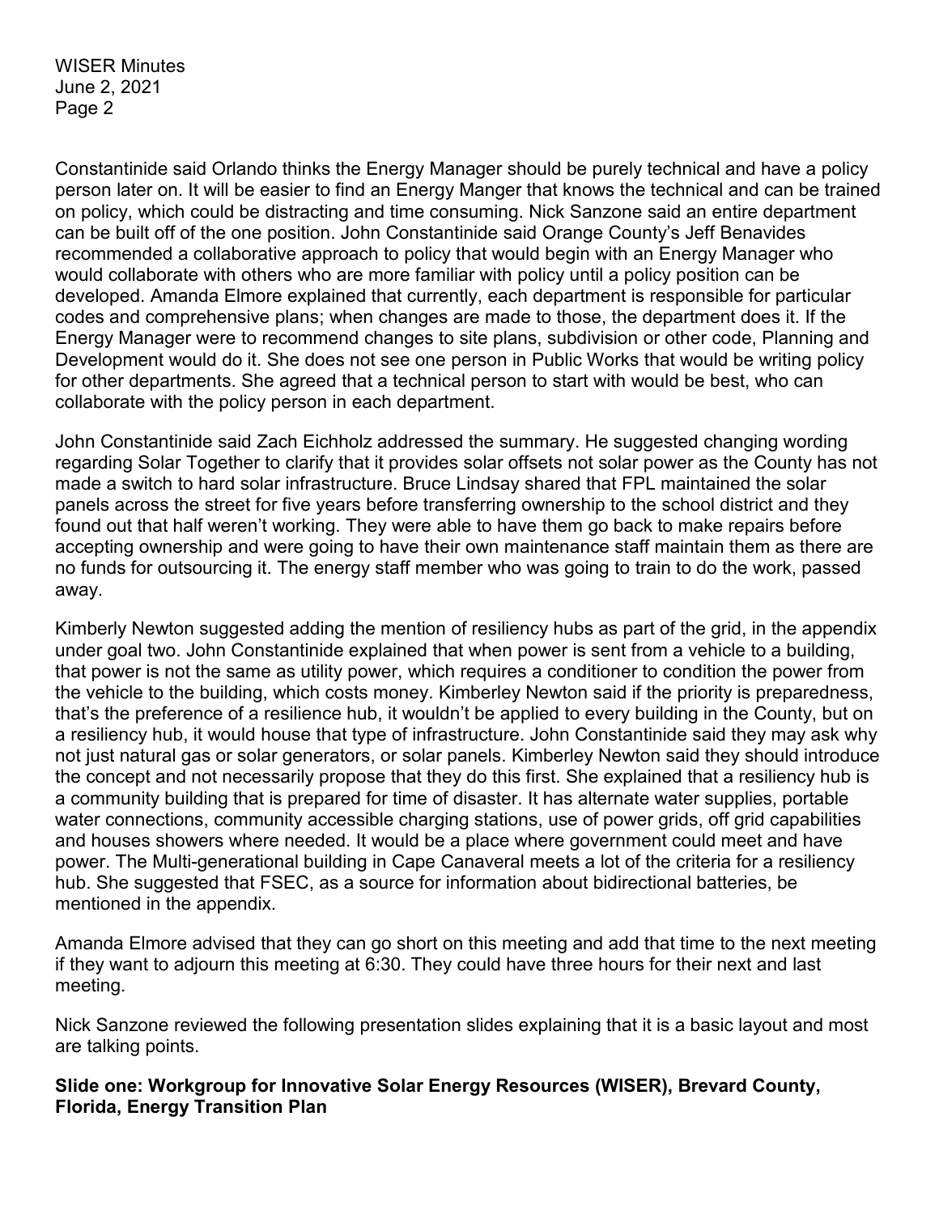Constantinide said Orlando thinks the Energy Manager should be purely technical and have a policy person later on. It will be easier to find an Energy Manger that knows the technical and can be trained on policy, which could be distracting and time consuming. Nick Sanzone said an entire department can be built off of the one position. John Constantinide said Orange County's Jeff Benavides recommended a collaborative approach to policy that would begin with an Energy Manager who would collaborate with others who are more familiar with policy until a policy position can be developed. Amanda Elmore explained that currently, each department is responsible for particular codes and comprehensive plans; when changes are made to those, the department does it. If the Energy Manager were to recommend changes to site plans, subdivision or other code, Planning and Development would do it. She does not see one person in Public Works that would be writing policy for other departments. She agreed that a technical person to start with would be best, who can collaborate with the policy person in each department.

John Constantinide said Zach Eichholz addressed the summary. He suggested changing wording regarding Solar Together to clarify that it provides solar offsets not solar power as the County has not made a switch to hard solar infrastructure. Bruce Lindsay shared that FPL maintained the solar panels across the street for five years before transferring ownership to the school district and they found out that half weren't working. They were able to have them go back to make repairs before accepting ownership and were going to have their own maintenance staff maintain them as there are no funds for outsourcing it. The energy staff member who was going to train to do the work, passed away.

Kimberly Newton suggested adding the mention of resiliency hubs as part of the grid, in the appendix under goal two. John Constantinide explained that when power is sent from a vehicle to a building, that power is not the same as utility power, which requires a conditioner to condition the power from the vehicle to the building, which costs money. Kimberley Newton said if the priority is preparedness, that's the preference of a resilience hub, it wouldn't be applied to every building in the County, but on a resiliency hub, it would house that type of infrastructure. John Constantinide said they may ask why not just natural gas or solar generators, or solar panels. Kimberley Newton said they should introduce the concept and not necessarily propose that they do this first. She explained that a resiliency hub is a community building that is prepared for time of disaster. It has alternate water supplies, portable water connections, community accessible charging stations, use of power grids, off grid capabilities and houses showers where needed. It would be a place where government could meet and have power. The Multi-generational building in Cape Canaveral meets a lot of the criteria for a resiliency hub. She suggested that FSEC, as a source for information about bidirectional batteries, be mentioned in the appendix.

Amanda Elmore advised that they can go short on this meeting and add that time to the next meeting if they want to adjourn this meeting at 6:30. They could have three hours for their next and last meeting.

Nick Sanzone reviewed the following presentation slides explaining that it is a basic layout and most are talking points.

**Slide one: Workgroup for Innovative Solar Energy Resources (WISER), Brevard County, Florida, Energy Transition Plan**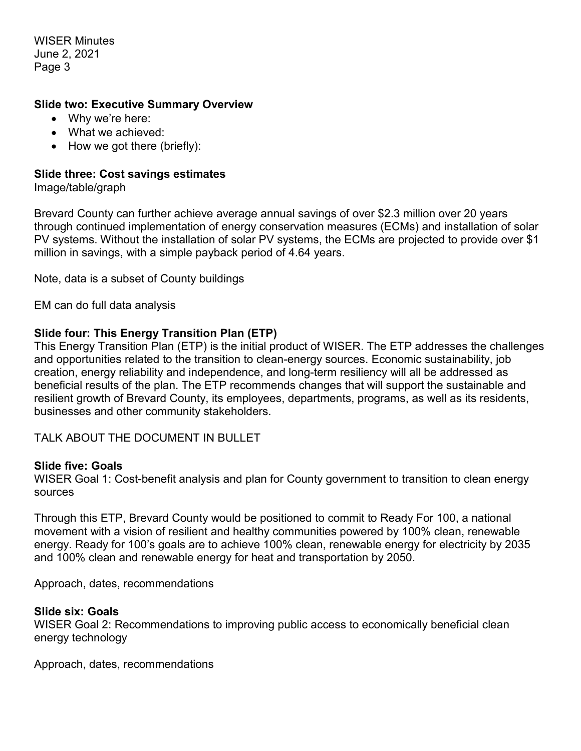**Slide two: Executive Summary Overview**

- Why we're here:
- What we achieved:
- How we got there (briefly):

**Slide three: Cost savings estimates**

Image/table/graph

Brevard County can further achieve average annual savings of over $2.3 million over 20 years through continued implementation of energy conservation measures (ECMs) and installation of solar PV systems. Without the installation of solar PV systems, the ECMs are projected to provide over $1 million in savings, with a simple payback period of 4.64 years.

Note, data is a subset of County buildings

EM can do full data analysis

**Slide four: This Energy Transition Plan (ETP)**

This Energy Transition Plan (ETP) is the initial product of WISER. The ETP addresses the challenges and opportunities related to the transition to clean-energy sources. Economic sustainability, job creation, energy reliability and independence, and long-term resiliency will all be addressed as beneficial results of the plan. The ETP recommends changes that will support the sustainable and resilient growth of Brevard County, its employees, departments, programs, as well as its residents, businesses and other community stakeholders.

TALK ABOUT THE DOCUMENT IN BULLET

**Slide five: Goals**

WISER Goal 1: Cost-benefit analysis and plan for County government to transition to clean energy sources

Through this ETP, Brevard County would be positioned to commit to Ready For 100, a national movement with a vision of resilient and healthy communities powered by 100% clean, renewable energy. Ready for 100's goals are to achieve 100% clean, renewable energy for electricity by 2035 and 100% clean and renewable energy for heat and transportation by 2050.

Approach, dates, recommendations

**Slide six: Goals**

WISER Goal 2: Recommendations to improving public access to economically beneficial clean energy technology

Approach, dates, recommendations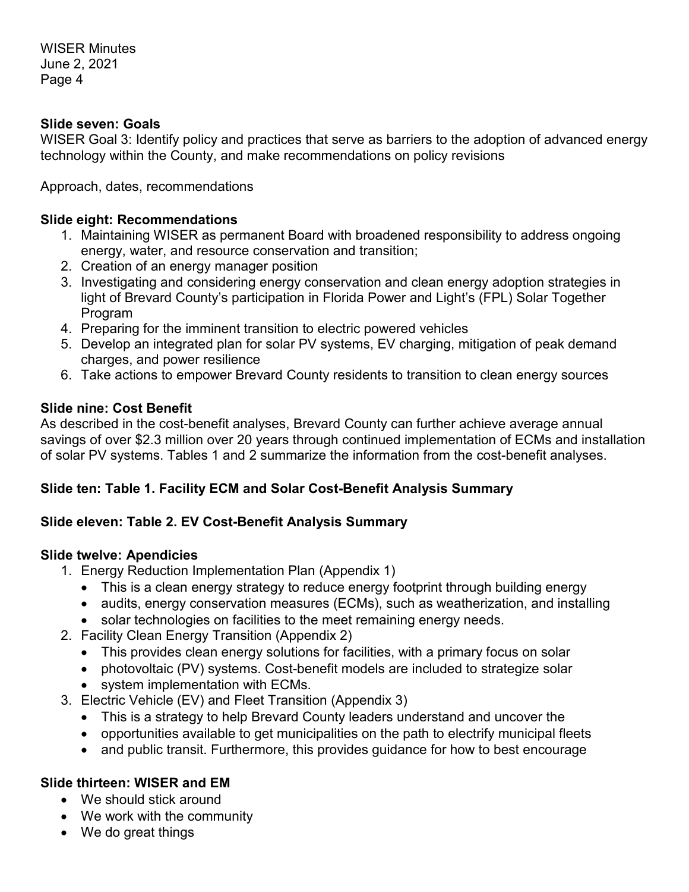**Slide seven: Goals**

WISER Goal 3: Identify policy and practices that serve as barriers to the adoption of advanced energy technology within the County, and make recommendations on policy revisions

Approach, dates, recommendations

**Slide eight: Recommendations**

1. Maintaining WISER as permanent Board with broadened responsibility to address ongoing energy, water, and resource conservation and transition;
2. Creation of an energy manager position
3. Investigating and considering energy conservation and clean energy adoption strategies in light of Brevard County's participation in Florida Power and Light's (FPL) Solar Together Program
4. Preparing for the imminent transition to electric powered vehicles
5. Develop an integrated plan for solar PV systems, EV charging, mitigation of peak demand charges, and power resilience
6. Take actions to empower Brevard County residents to transition to clean energy sources

**Slide nine: Cost Benefit**

As described in the cost-benefit analyses, Brevard County can further achieve average annual savings of over $2.3 million over 20 years through continued implementation of ECMs and installation of solar PV systems. Tables 1 and 2 summarize the information from the cost-benefit analyses.

**Slide ten: Table 1. Facility ECM and Solar Cost-Benefit Analysis Summary**

**Slide eleven: Table 2. EV Cost-Benefit Analysis Summary**

**Slide twelve: Apendicies**

1. Energy Reduction Implementation Plan (Appendix 1)
   - This is a clean energy strategy to reduce energy footprint through building energy
   - audits, energy conservation measures (ECMs), such as weatherization, and installing
   - solar technologies on facilities to the meet remaining energy needs.
2. Facility Clean Energy Transition (Appendix 2)
   - This provides clean energy solutions for facilities, with a primary focus on solar
   - photovoltaic (PV) systems. Cost-benefit models are included to strategize solar
   - system implementation with ECMs.
3. Electric Vehicle (EV) and Fleet Transition (Appendix 3)
   - This is a strategy to help Brevard County leaders understand and uncover the
   - opportunities available to get municipalities on the path to electrify municipal fleets
   - and public transit. Furthermore, this provides guidance for how to best encourage

**Slide thirteen: WISER and EM**

- We should stick around
- We work with the community
- We do great things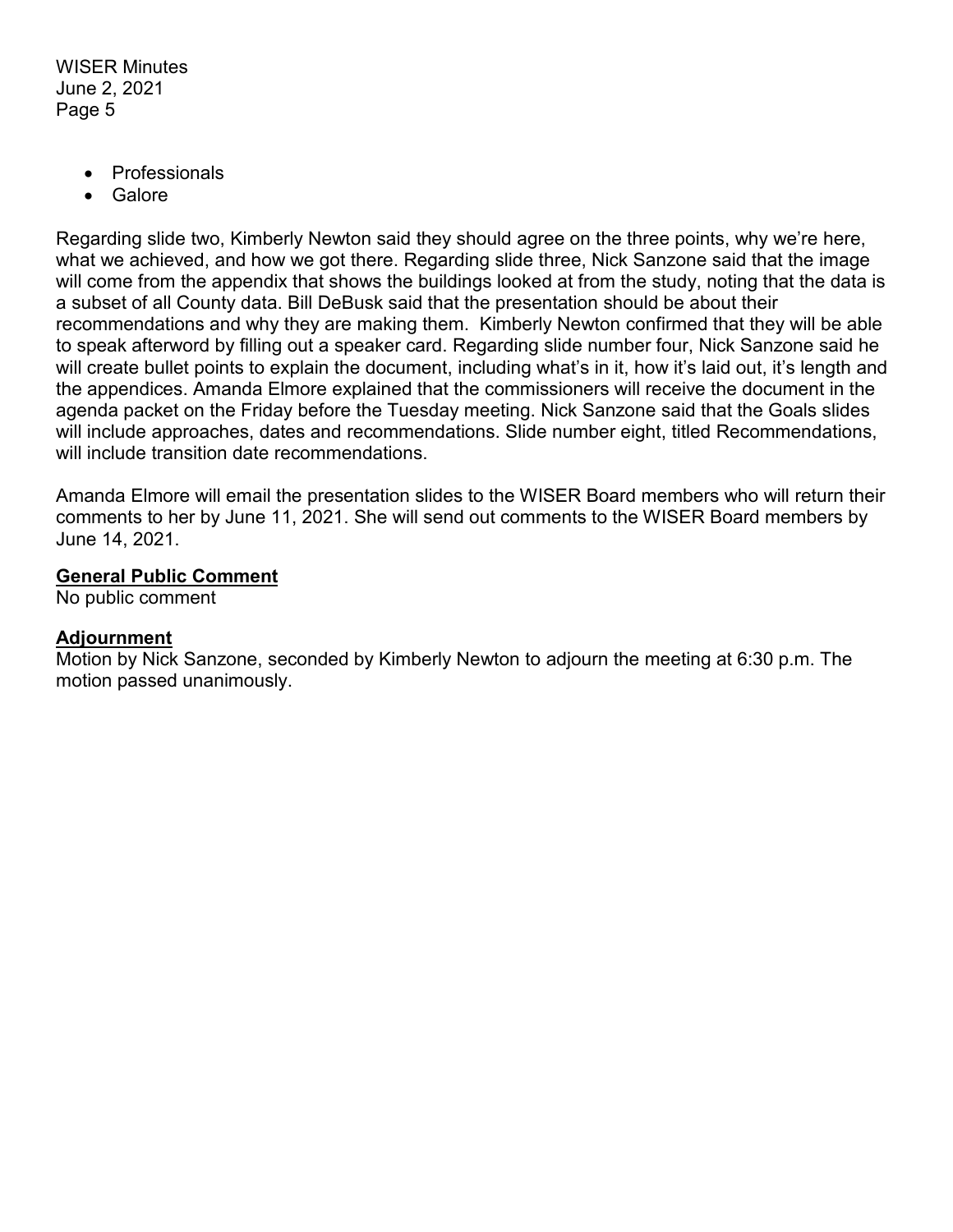- Professionals
- Galore

Regarding slide two, Kimberly Newton said they should agree on the three points, why we're here, what we achieved, and how we got there. Regarding slide three, Nick Sanzone said that the image will come from the appendix that shows the buildings looked at from the study, noting that the data is a subset of all County data. Bill DeBusk said that the presentation should be about their recommendations and why they are making them. Kimberly Newton confirmed that they will be able to speak afterword by filling out a speaker card. Regarding slide number four, Nick Sanzone said he will create bullet points to explain the document, including what's in it, how it's laid out, it's length and the appendices. Amanda Elmore explained that the commissioners will receive the document in the agenda packet on the Friday before the Tuesday meeting. Nick Sanzone said that the Goals slides will include approaches, dates and recommendations. Slide number eight, titled Recommendations, will include transition date recommendations.

Amanda Elmore will email the presentation slides to the WISER Board members who will return their comments to her by June 11, 2021. She will send out comments to the WISER Board members by June 14, 2021.

**General Public Comment**

No public comment

**Adjournment**

Motion by Nick Sanzone, seconded by Kimberly Newton to adjourn the meeting at 6:30 p.m. The motion passed unanimously.